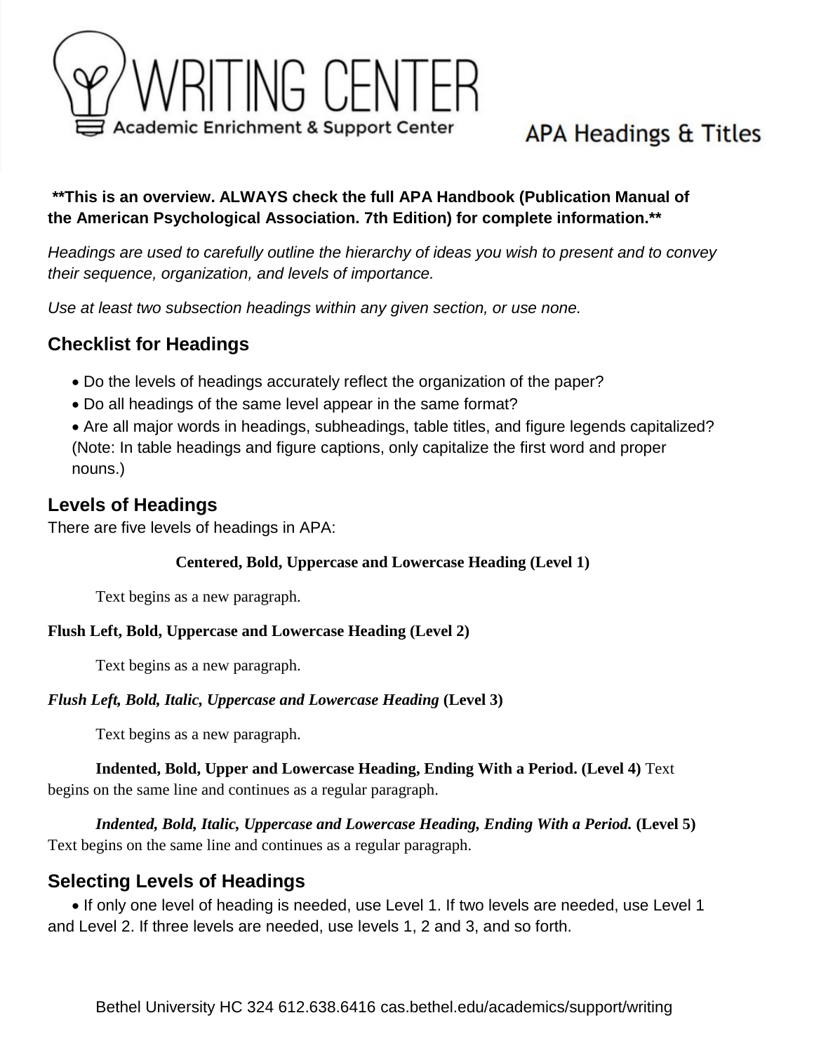# WRITING CENTER

Academic Enrichment & Support Center

## APA Headings & Titles

**\*\*This is an overview. ALWAYS check the full APA Handbook (Publication Manual of the American Psychological Association. 7th Edition) for complete information.\*\***

*Headings are used to carefully outline the hierarchy of ideas you wish to present and to convey their sequence, organization, and levels of importance.*

*Use at least two subsection headings within any given section, or use none.*

### Checklist for Headings

- Do the levels of headings accurately reflect the organization of the paper?
- Do all headings of the same level appear in the same format?
- Are all major words in headings, subheadings, table titles, and figure legends capitalized? (Note: In table headings and figure captions, only capitalize the first word and proper nouns.)

### Levels of Headings

There are five levels of headings in APA:

<p align="center"><b>Centered, Bold, Uppercase and Lowercase Heading (Level 1)</b></p>

Text begins as a new paragraph.

**Flush Left, Bold, Uppercase and Lowercase Heading (Level 2)**

Text begins as a new paragraph.

***Flush Left, Bold, Italic, Uppercase and Lowercase Heading*** **(Level 3)**

Text begins as a new paragraph.

**Indented, Bold, Upper and Lowercase Heading, Ending With a Period. (Level 4)** Text begins on the same line and continues as a regular paragraph.

***Indented, Bold, Italic, Uppercase and Lowercase Heading, Ending With a Period.*** **(Level 5)** Text begins on the same line and continues as a regular paragraph.

### Selecting Levels of Headings

- If only one level of heading is needed, use Level 1. If two levels are needed, use Level 1 and Level 2. If three levels are needed, use levels 1, 2 and 3, and so forth.

Bethel University HC 324 612.638.6416 cas.bethel.edu/academics/support/writing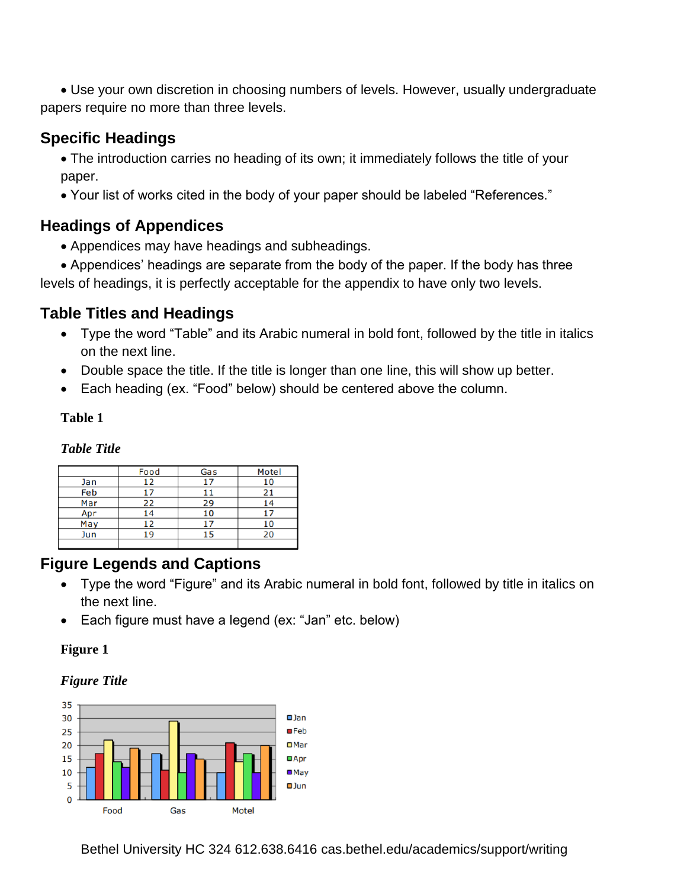• Use your own discretion in choosing numbers of levels. However, usually undergraduate papers require no more than three levels.

## Specific Headings

• The introduction carries no heading of its own; it immediately follows the title of your paper.

• Your list of works cited in the body of your paper should be labeled "References."

## Headings of Appendices

• Appendices may have headings and subheadings.

• Appendices' headings are separate from the body of the paper. If the body has three levels of headings, it is perfectly acceptable for the appendix to have only two levels.

## Table Titles and Headings

- Type the word "Table" and its Arabic numeral in bold font, followed by the title in italics on the next line.
- Double space the title. If the title is longer than one line, this will show up better.
- Each heading (ex. "Food" below) should be centered above the column.

**Table 1**

***Table Title***

| | Food | Gas | Motel |
|---|---|---|---|
| Jan | 12 | 17 | 10 |
| Feb | 17 | 11 | 21 |
| Mar | 22 | 29 | 14 |
| Apr | 14 | 10 | 17 |
| May | 12 | 17 | 10 |
| Jun | 19 | 15 | 20 |
| | | | |

## Figure Legends and Captions

- Type the word "Figure" and its Arabic numeral in bold font, followed by title in italics on the next line.
- Each figure must have a legend (ex: "Jan" etc. below)

**Figure 1**

***Figure Title***

35
30
25
20
15
10
5
0

Food
Gas
Motel

Jan
Feb
Mar
Apr
May
Jun

Bethel University HC 324 612.638.6416 cas.bethel.edu/academics/support/writing